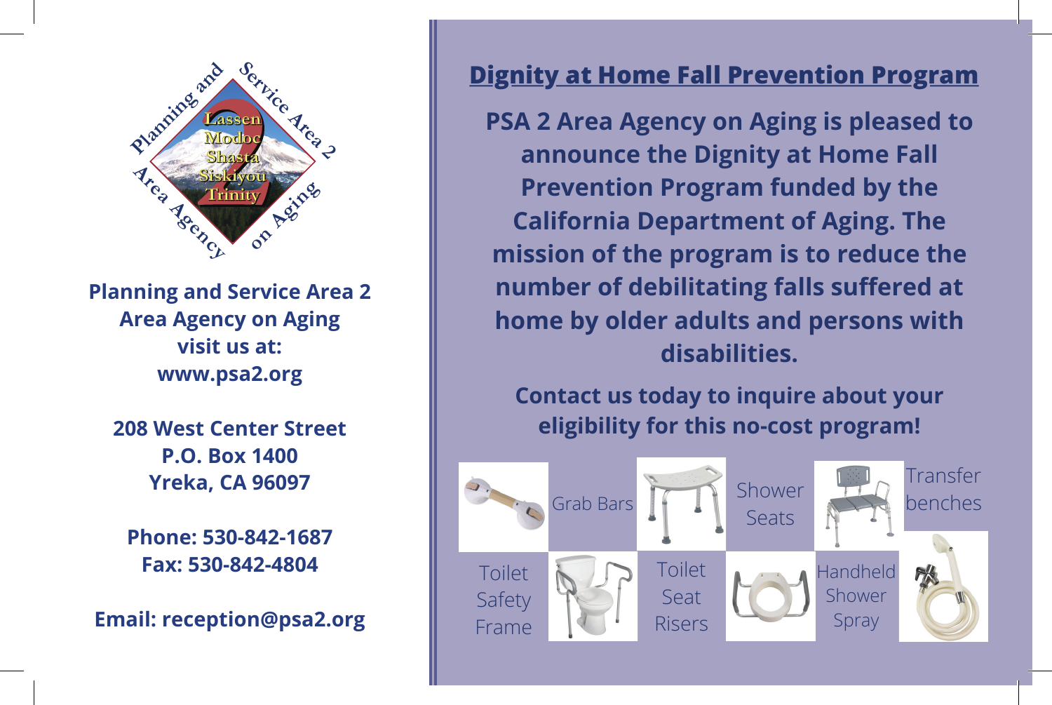Planning and Service Area 2
Area Agency on Aging

Lassen
Modoc
Shasta
Siskiyou
Trinity

**Planning and Service Area 2**
**Area Agency on Aging**
**visit us at:**
**www.psa2.org**

**208 West Center Street**
**P.O. Box 1400**
**Yreka, CA 96097**

**Phone: 530-842-1687**
**Fax: 530-842-4804**

**Email: reception@psa2.org**

# Dignity at Home Fall Prevention Program

**PSA 2 Area Agency on Aging is pleased to announce the Dignity at Home Fall Prevention Program funded by the California Department of Aging. The mission of the program is to reduce the number of debilitating falls suffered at home by older adults and persons with disabilities.**

**Contact us today to inquire about your eligibility for this no-cost program!**

- Grab Bars
- Shower Seats
- Transfer benches
- Toilet Safety Frame
- Toilet Seat Risers
- Handheld Shower Spray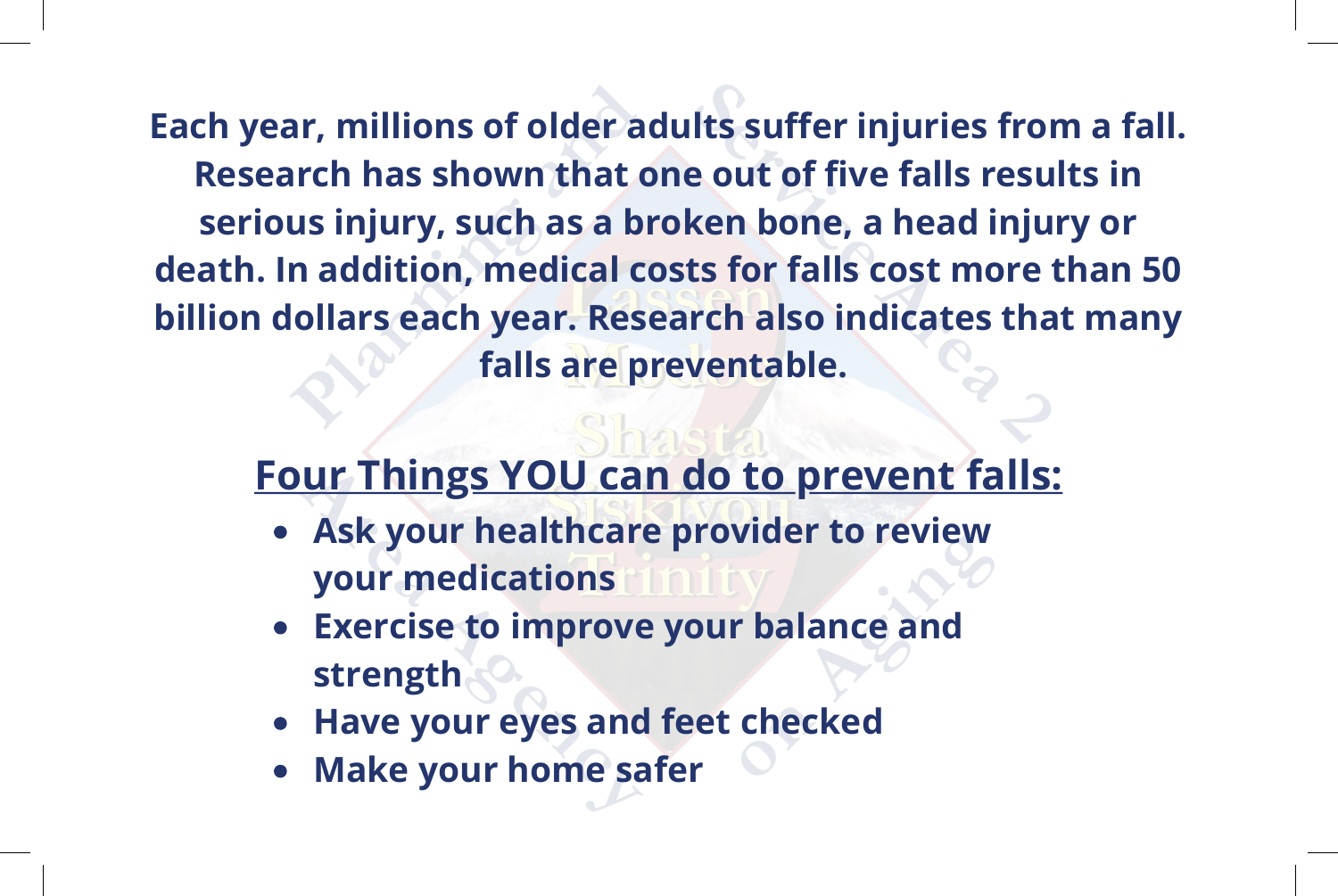**Each year, millions of older adults suffer injuries from a fall. Research has shown that one out of five falls results in serious injury, such as a broken bone, a head injury or death. In addition, medical costs for falls cost more than 50 billion dollars each year. Research also indicates that many falls are preventable.**

## Four Things YOU can do to prevent falls:

- **Ask your healthcare provider to review your medications**
- **Exercise to improve your balance and strength**
- **Have your eyes and feet checked**
- **Make your home safer**